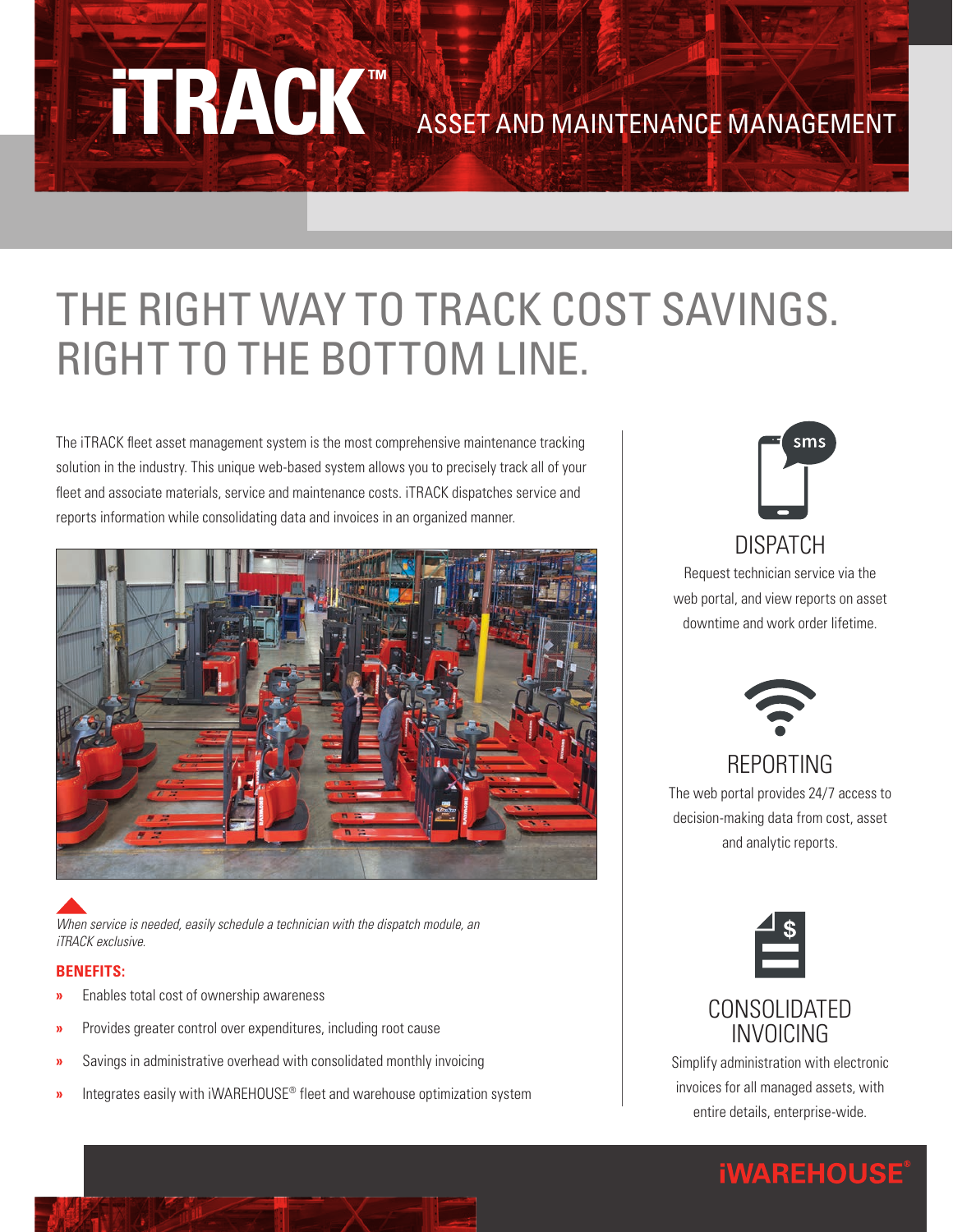# iTRACK™ ASSET AND MAINTENANCE MANAGEMENT

## THE RIGHT WAY TO TRACK COST SAVINGS. RIGHT TO THE BOTTOM LINE.

The iTRACK fleet asset management system is the most comprehensive maintenance tracking solution in the industry. This unique web-based system allows you to precisely track all of your fleet and associate materials, service and maintenance costs. iTRACK dispatches service and reports information while consolidating data and invoices in an organized manner.

*When service is needed, easily schedule a technician with the dispatch module, an iTRACK exclusive.*

**BENEFITS:**

- Enables total cost of ownership awareness
- Provides greater control over expenditures, including root cause
- Savings in administrative overhead with consolidated monthly invoicing
- Integrates easily with iWAREHOUSE® fleet and warehouse optimization system

### DISPATCH

Request technician service via the web portal, and view reports on asset downtime and work order lifetime.

### REPORTING

The web portal provides 24/7 access to decision-making data from cost, asset and analytic reports.

### CONSOLIDATED INVOICING

Simplify administration with electronic invoices for all managed assets, with entire details, enterprise-wide.

iWAREHOUSE®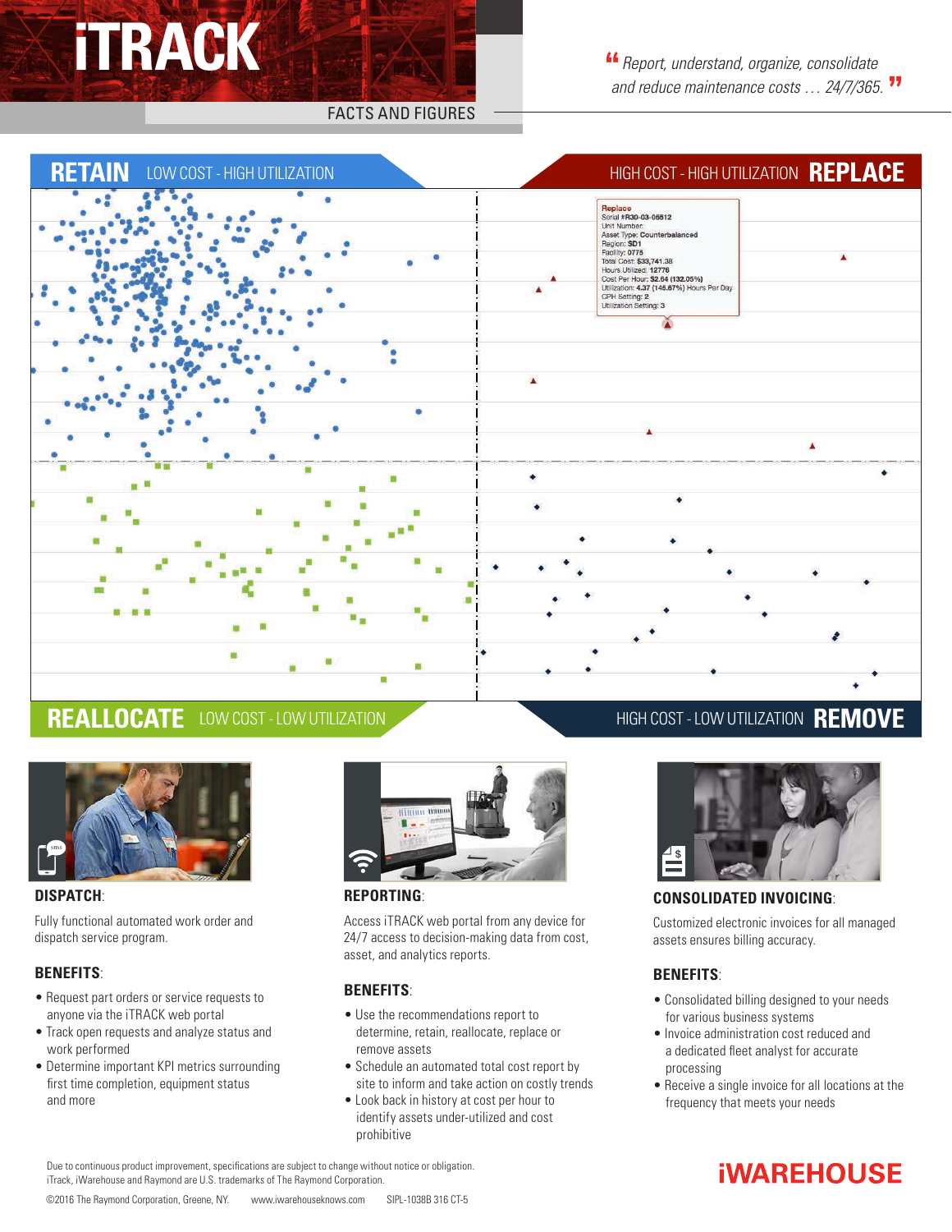# iTRACK

FACTS AND FIGURES

*"Report, understand, organize, consolidate and reduce maintenance costs … 24/7/365."*

RETAIN LOW COST - HIGH UTILIZATION

HIGH COST - HIGH UTILIZATION REPLACE

Replace
Serial #R30-03-05512
Unit Number:
Asset Type: Counterbalanced
Region: SD1
Facility: 0778
Total Cost: $33,741.38
Hours Utilized: 12776
Cost Per Hour: $2.64 (132.05%)
Utilization: 4.37 (145.67%) Hours Per Day
CPH Setting: 2
Utilization Setting: 3

REALLOCATE LOW COST - LOW UTILIZATION

HIGH COST - LOW UTILIZATION REMOVE

## DISPATCH:

Fully functional automated work order and dispatch service program.

### BENEFITS:

- Request part orders or service requests to anyone via the iTRACK web portal
- Track open requests and analyze status and work performed
- Determine important KPI metrics surrounding first time completion, equipment status and more

## REPORTING:

Access iTRACK web portal from any device for 24/7 access to decision-making data from cost, asset, and analytics reports.

### BENEFITS:

- Use the recommendations report to determine, retain, reallocate, replace or remove assets
- Schedule an automated total cost report by site to inform and take action on costly trends
- Look back in history at cost per hour to identify assets under-utilized and cost prohibitive

## CONSOLIDATED INVOICING:

Customized electronic invoices for all managed assets ensures billing accuracy.

### BENEFITS:

- Consolidated billing designed to your needs for various business systems
- Invoice administration cost reduced and a dedicated fleet analyst for accurate processing
- Receive a single invoice for all locations at the frequency that meets your needs

Due to continuous product improvement, specifications are subject to change without notice or obligation.
iTrack, iWarehouse and Raymond are U.S. trademarks of The Raymond Corporation.

©2016 The Raymond Corporation, Greene, NY. www.iwarehouseknows.com SIPL-1038B 316 CT-5

iWAREHOUSE